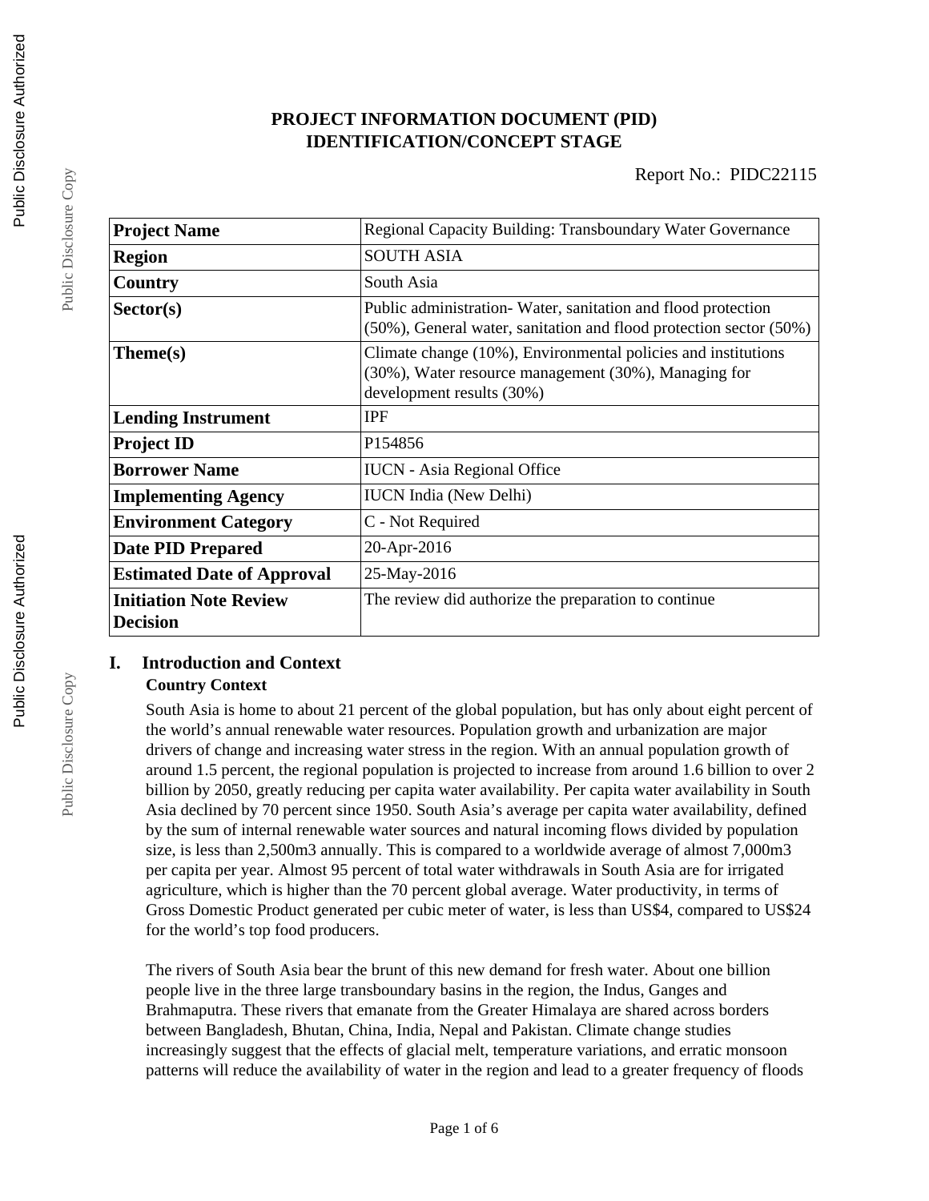# PROJECT INFORMATION DOCUMENT (PID)
# IDENTIFICATION/CONCEPT STAGE

Report No.: PIDC22115

| | |
|---|---|
| **Project Name** | Regional Capacity Building: Transboundary Water Governance |
| **Region** | SOUTH ASIA |
| **Country** | South Asia |
| **Sector(s)** | Public administration- Water, sanitation and flood protection (50%), General water, sanitation and flood protection sector (50%) |
| **Theme(s)** | Climate change (10%), Environmental policies and institutions (30%), Water resource management (30%), Managing for development results (30%) |
| **Lending Instrument** | IPF |
| **Project ID** | P154856 |
| **Borrower Name** | IUCN - Asia Regional Office |
| **Implementing Agency** | IUCN India (New Delhi) |
| **Environment Category** | C - Not Required |
| **Date PID Prepared** | 20-Apr-2016 |
| **Estimated Date of Approval** | 25-May-2016 |
| **Initiation Note Review Decision** | The review did authorize the preparation to continue |

## I. Introduction and Context

### Country Context

South Asia is home to about 21 percent of the global population, but has only about eight percent of the world's annual renewable water resources. Population growth and urbanization are major drivers of change and increasing water stress in the region. With an annual population growth of around 1.5 percent, the regional population is projected to increase from around 1.6 billion to over 2 billion by 2050, greatly reducing per capita water availability. Per capita water availability in South Asia declined by 70 percent since 1950. South Asia's average per capita water availability, defined by the sum of internal renewable water sources and natural incoming flows divided by population size, is less than 2,500m3 annually. This is compared to a worldwide average of almost 7,000m3 per capita per year. Almost 95 percent of total water withdrawals in South Asia are for irrigated agriculture, which is higher than the 70 percent global average. Water productivity, in terms of Gross Domestic Product generated per cubic meter of water, is less than US$4, compared to US$24 for the world's top food producers.

The rivers of South Asia bear the brunt of this new demand for fresh water. About one billion people live in the three large transboundary basins in the region, the Indus, Ganges and Brahmaputra. These rivers that emanate from the Greater Himalaya are shared across borders between Bangladesh, Bhutan, China, India, Nepal and Pakistan. Climate change studies increasingly suggest that the effects of glacial melt, temperature variations, and erratic monsoon patterns will reduce the availability of water in the region and lead to a greater frequency of floods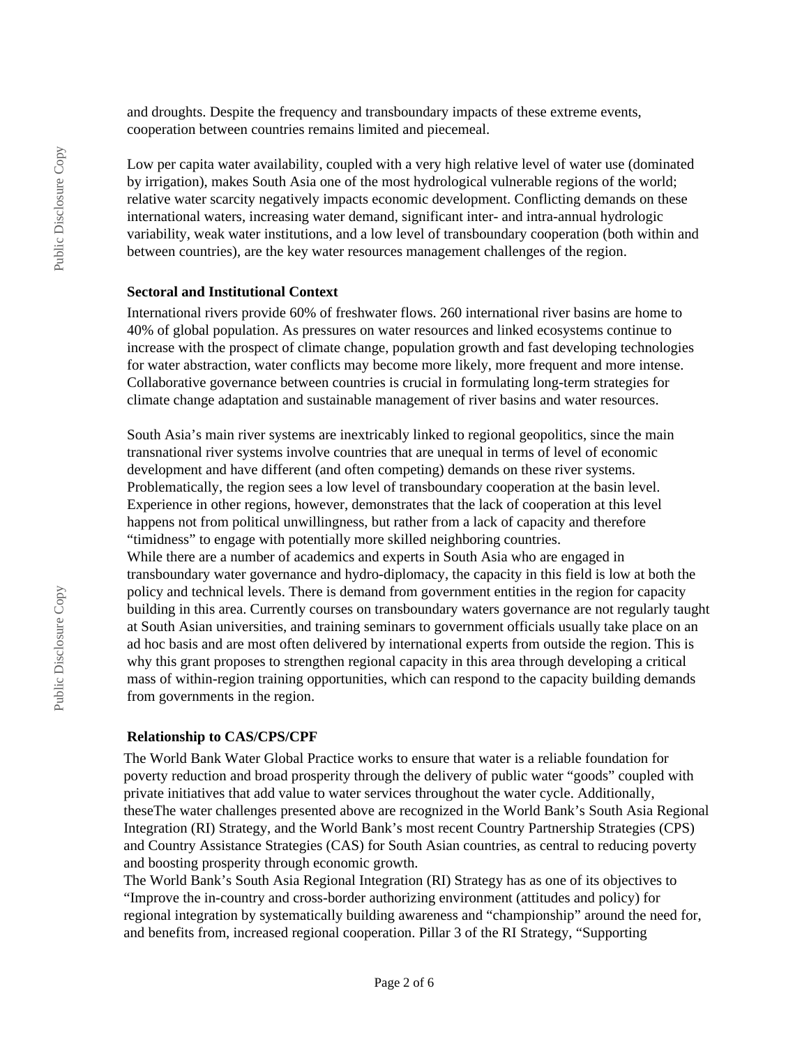and droughts. Despite the frequency and transboundary impacts of these extreme events, cooperation between countries remains limited and piecemeal.

Low per capita water availability, coupled with a very high relative level of water use (dominated by irrigation), makes South Asia one of the most hydrological vulnerable regions of the world; relative water scarcity negatively impacts economic development. Conflicting demands on these international waters, increasing water demand, significant inter- and intra-annual hydrologic variability, weak water institutions, and a low level of transboundary cooperation (both within and between countries), are the key water resources management challenges of the region.

### Sectoral and Institutional Context

International rivers provide 60% of freshwater flows. 260 international river basins are home to 40% of global population. As pressures on water resources and linked ecosystems continue to increase with the prospect of climate change, population growth and fast developing technologies for water abstraction, water conflicts may become more likely, more frequent and more intense. Collaborative governance between countries is crucial in formulating long-term strategies for climate change adaptation and sustainable management of river basins and water resources.

South Asia's main river systems are inextricably linked to regional geopolitics, since the main transnational river systems involve countries that are unequal in terms of level of economic development and have different (and often competing) demands on these river systems. Problematically, the region sees a low level of transboundary cooperation at the basin level. Experience in other regions, however, demonstrates that the lack of cooperation at this level happens not from political unwillingness, but rather from a lack of capacity and therefore "timidness" to engage with potentially more skilled neighboring countries.
While there are a number of academics and experts in South Asia who are engaged in transboundary water governance and hydro-diplomacy, the capacity in this field is low at both the policy and technical levels. There is demand from government entities in the region for capacity building in this area. Currently courses on transboundary waters governance are not regularly taught at South Asian universities, and training seminars to government officials usually take place on an ad hoc basis and are most often delivered by international experts from outside the region. This is why this grant proposes to strengthen regional capacity in this area through developing a critical mass of within-region training opportunities, which can respond to the capacity building demands from governments in the region.

### Relationship to CAS/CPS/CPF

The World Bank Water Global Practice works to ensure that water is a reliable foundation for poverty reduction and broad prosperity through the delivery of public water "goods" coupled with private initiatives that add value to water services throughout the water cycle. Additionally, theseThe water challenges presented above are recognized in the World Bank's South Asia Regional Integration (RI) Strategy, and the World Bank's most recent Country Partnership Strategies (CPS) and Country Assistance Strategies (CAS) for South Asian countries, as central to reducing poverty and boosting prosperity through economic growth.
The World Bank's South Asia Regional Integration (RI) Strategy has as one of its objectives to "Improve the in-country and cross-border authorizing environment (attitudes and policy) for regional integration by systematically building awareness and "championship" around the need for, and benefits from, increased regional cooperation. Pillar 3 of the RI Strategy, "Supporting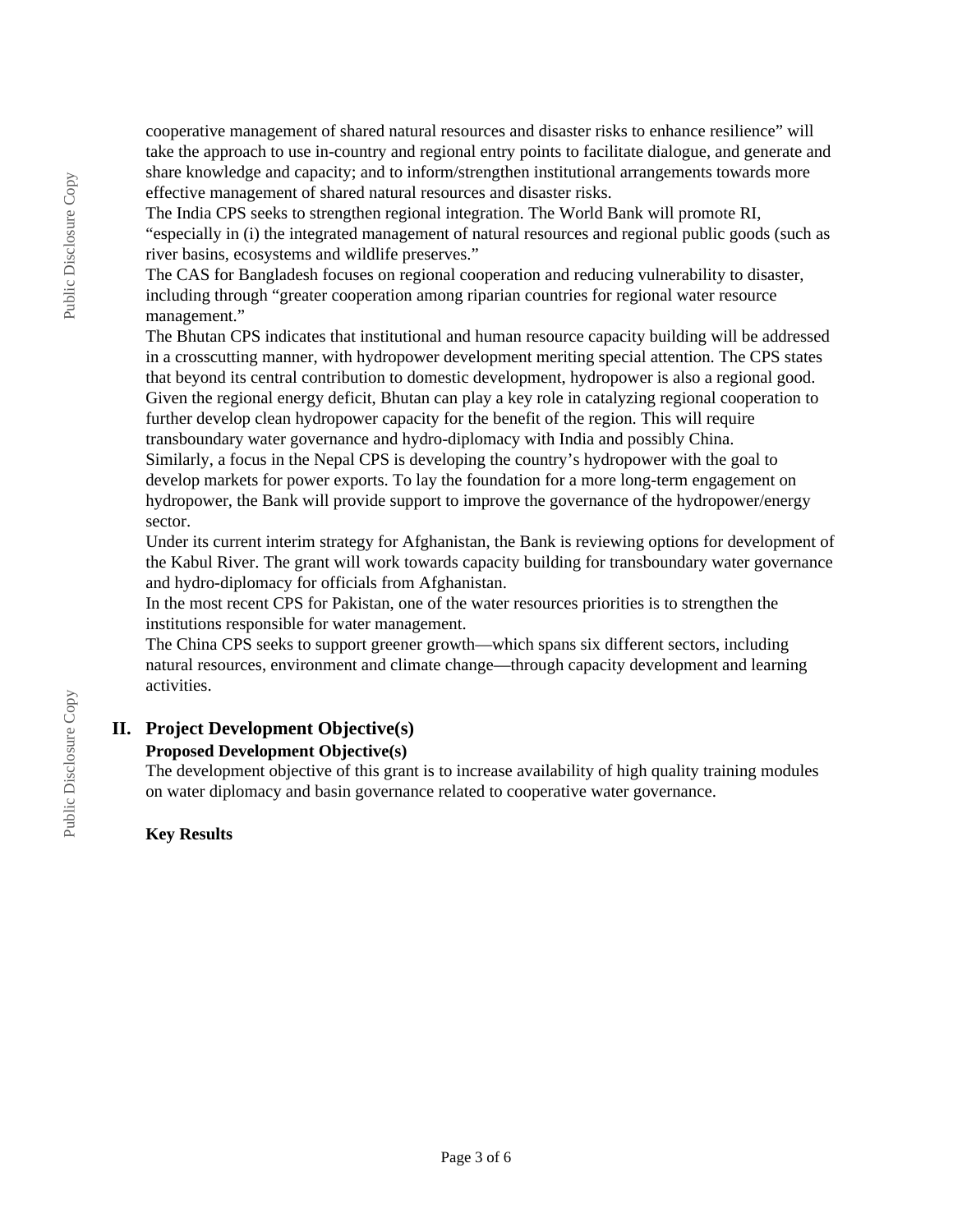cooperative management of shared natural resources and disaster risks to enhance resilience" will take the approach to use in-country and regional entry points to facilitate dialogue, and generate and share knowledge and capacity; and to inform/strengthen institutional arrangements towards more effective management of shared natural resources and disaster risks.

The India CPS seeks to strengthen regional integration. The World Bank will promote RI, "especially in (i) the integrated management of natural resources and regional public goods (such as river basins, ecosystems and wildlife preserves."

The CAS for Bangladesh focuses on regional cooperation and reducing vulnerability to disaster, including through "greater cooperation among riparian countries for regional water resource management."

The Bhutan CPS indicates that institutional and human resource capacity building will be addressed in a crosscutting manner, with hydropower development meriting special attention. The CPS states that beyond its central contribution to domestic development, hydropower is also a regional good. Given the regional energy deficit, Bhutan can play a key role in catalyzing regional cooperation to further develop clean hydropower capacity for the benefit of the region. This will require transboundary water governance and hydro-diplomacy with India and possibly China.

Similarly, a focus in the Nepal CPS is developing the country's hydropower with the goal to develop markets for power exports. To lay the foundation for a more long-term engagement on hydropower, the Bank will provide support to improve the governance of the hydropower/energy sector.

Under its current interim strategy for Afghanistan, the Bank is reviewing options for development of the Kabul River. The grant will work towards capacity building for transboundary water governance and hydro-diplomacy for officials from Afghanistan.

In the most recent CPS for Pakistan, one of the water resources priorities is to strengthen the institutions responsible for water management.

The China CPS seeks to support greener growth—which spans six different sectors, including natural resources, environment and climate change—through capacity development and learning activities.

## II. Project Development Objective(s)

### Proposed Development Objective(s)

The development objective of this grant is to increase availability of high quality training modules on water diplomacy and basin governance related to cooperative water governance.

### Key Results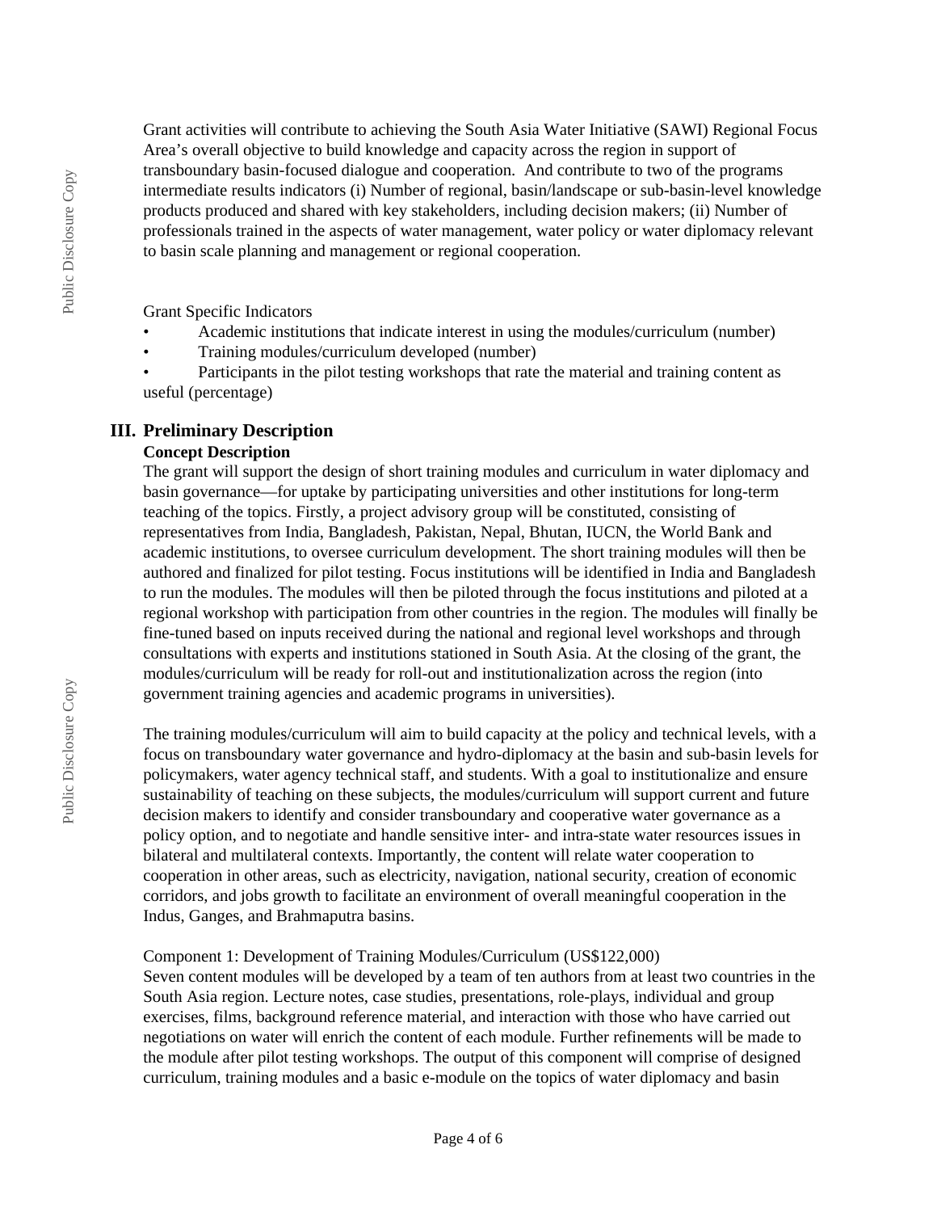Grant activities will contribute to achieving the South Asia Water Initiative (SAWI) Regional Focus Area's overall objective to build knowledge and capacity across the region in support of transboundary basin-focused dialogue and cooperation. And contribute to two of the programs intermediate results indicators (i) Number of regional, basin/landscape or sub-basin-level knowledge products produced and shared with key stakeholders, including decision makers; (ii) Number of professionals trained in the aspects of water management, water policy or water diplomacy relevant to basin scale planning and management or regional cooperation.

Grant Specific Indicators

- Academic institutions that indicate interest in using the modules/curriculum (number)
- Training modules/curriculum developed (number)
- Participants in the pilot testing workshops that rate the material and training content as useful (percentage)

## III. Preliminary Description

### Concept Description

The grant will support the design of short training modules and curriculum in water diplomacy and basin governance—for uptake by participating universities and other institutions for long-term teaching of the topics. Firstly, a project advisory group will be constituted, consisting of representatives from India, Bangladesh, Pakistan, Nepal, Bhutan, IUCN, the World Bank and academic institutions, to oversee curriculum development. The short training modules will then be authored and finalized for pilot testing. Focus institutions will be identified in India and Bangladesh to run the modules. The modules will then be piloted through the focus institutions and piloted at a regional workshop with participation from other countries in the region. The modules will finally be fine-tuned based on inputs received during the national and regional level workshops and through consultations with experts and institutions stationed in South Asia. At the closing of the grant, the modules/curriculum will be ready for roll-out and institutionalization across the region (into government training agencies and academic programs in universities).

The training modules/curriculum will aim to build capacity at the policy and technical levels, with a focus on transboundary water governance and hydro-diplomacy at the basin and sub-basin levels for policymakers, water agency technical staff, and students. With a goal to institutionalize and ensure sustainability of teaching on these subjects, the modules/curriculum will support current and future decision makers to identify and consider transboundary and cooperative water governance as a policy option, and to negotiate and handle sensitive inter- and intra-state water resources issues in bilateral and multilateral contexts. Importantly, the content will relate water cooperation to cooperation in other areas, such as electricity, navigation, national security, creation of economic corridors, and jobs growth to facilitate an environment of overall meaningful cooperation in the Indus, Ganges, and Brahmaputra basins.

Component 1: Development of Training Modules/Curriculum (US$122,000)

Seven content modules will be developed by a team of ten authors from at least two countries in the South Asia region. Lecture notes, case studies, presentations, role-plays, individual and group exercises, films, background reference material, and interaction with those who have carried out negotiations on water will enrich the content of each module. Further refinements will be made to the module after pilot testing workshops. The output of this component will comprise of designed curriculum, training modules and a basic e-module on the topics of water diplomacy and basin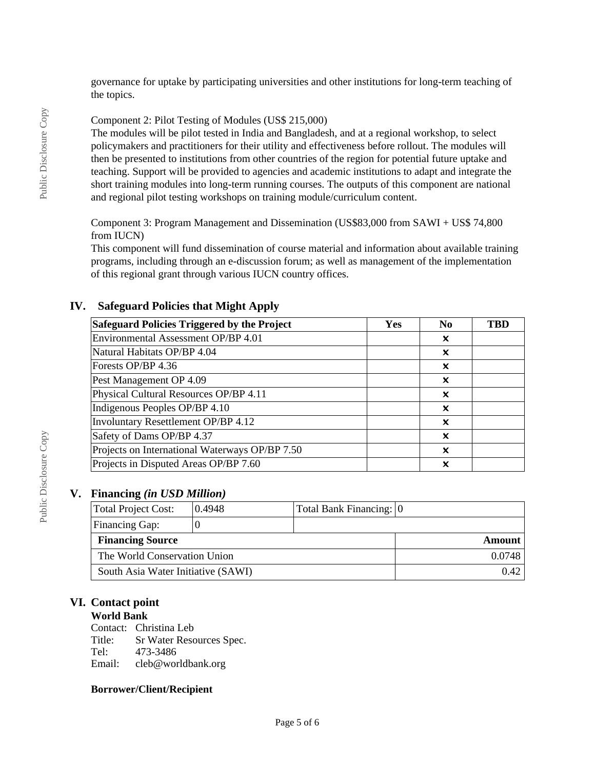governance for uptake by participating universities and other institutions for long-term teaching of the topics.

Component 2: Pilot Testing of Modules (US$ 215,000)
The modules will be pilot tested in India and Bangladesh, and at a regional workshop, to select policymakers and practitioners for their utility and effectiveness before rollout. The modules will then be presented to institutions from other countries of the region for potential future uptake and teaching. Support will be provided to agencies and academic institutions to adapt and integrate the short training modules into long-term running courses. The outputs of this component are national and regional pilot testing workshops on training module/curriculum content.

Component 3: Program Management and Dissemination (US$83,000 from SAWI + US$ 74,800 from IUCN)
This component will fund dissemination of course material and information about available training programs, including through an e-discussion forum; as well as management of the implementation of this regional grant through various IUCN country offices.

## IV. Safeguard Policies that Might Apply

| Safeguard Policies Triggered by the Project | Yes | No | TBD |
|---|---|---|---|
| Environmental Assessment OP/BP 4.01 | | ✕ | |
| Natural Habitats OP/BP 4.04 | | ✕ | |
| Forests OP/BP 4.36 | | ✕ | |
| Pest Management OP 4.09 | | ✕ | |
| Physical Cultural Resources OP/BP 4.11 | | ✕ | |
| Indigenous Peoples OP/BP 4.10 | | ✕ | |
| Involuntary Resettlement OP/BP 4.12 | | ✕ | |
| Safety of Dams OP/BP 4.37 | | ✕ | |
| Projects on International Waterways OP/BP 7.50 | | ✕ | |
| Projects in Disputed Areas OP/BP 7.60 | | ✕ | |

## V. Financing *(in USD Million)*

| Total Project Cost: | 0.4948 | Total Bank Financing: | 0 |
|---|---|---|---|
| Financing Gap: | 0 | | |

| Financing Source | Amount |
|---|---|
| The World Conservation Union | 0.0748 |
| South Asia Water Initiative (SAWI) | 0.42 |

## VI. Contact point

**World Bank**

Contact: Christina Leb
Title: Sr Water Resources Spec.
Tel: 473-3486
Email: cleb@worldbank.org

**Borrower/Client/Recipient**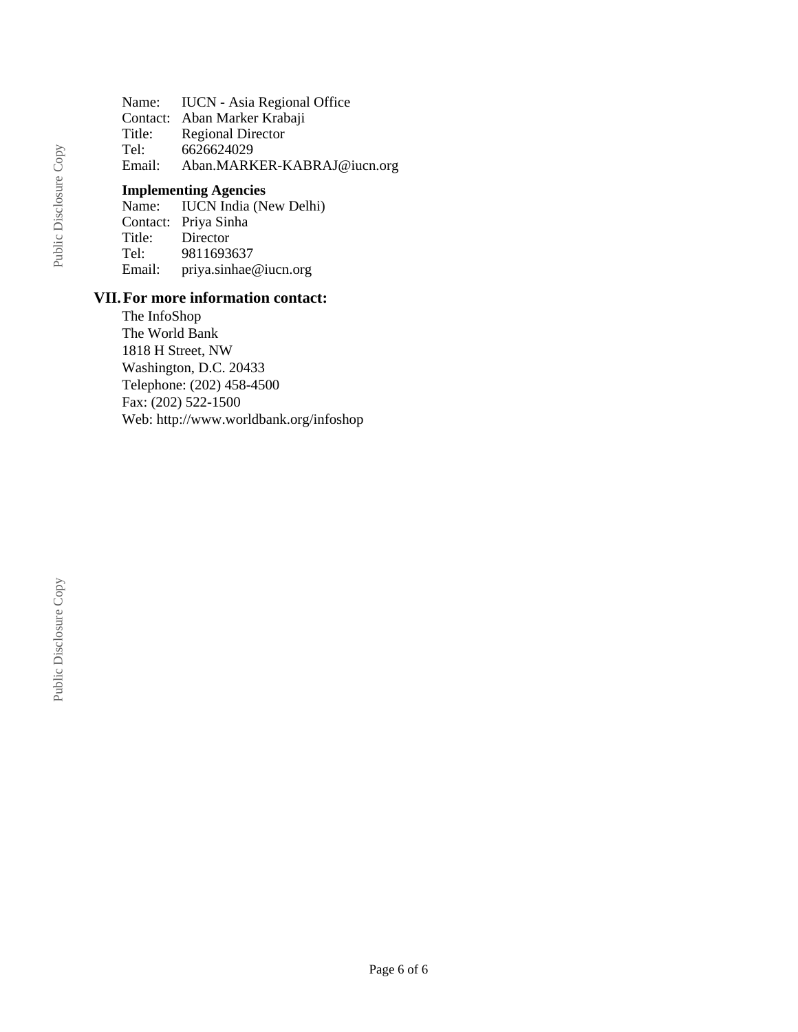Name: IUCN - Asia Regional Office
Contact: Aban Marker Krabaji
Title: Regional Director
Tel: 6626624029
Email: Aban.MARKER-KABRAJ@iucn.org

**Implementing Agencies**

Name: IUCN India (New Delhi)
Contact: Priya Sinha
Title: Director
Tel: 9811693637
Email: priya.sinhae@iucn.org

## VII. For more information contact:

The InfoShop
The World Bank
1818 H Street, NW
Washington, D.C. 20433
Telephone: (202) 458-4500
Fax: (202) 522-1500
Web: http://www.worldbank.org/infoshop